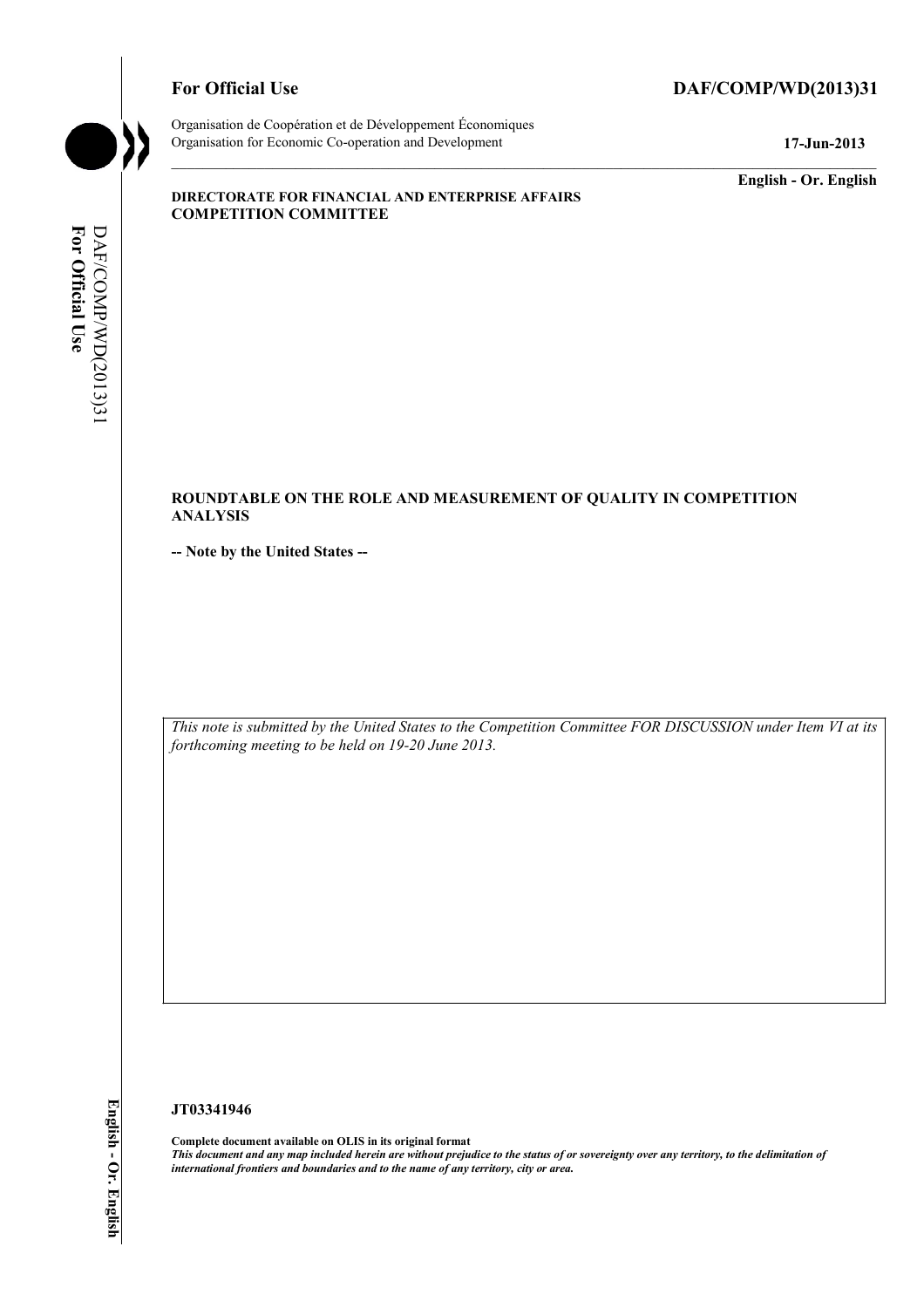**For Official Use** **DAF/COMP/WD(2013)31**

Organisation de Coopération et de Développement Économiques
Organisation for Economic Co-operation and Development **17-Jun-2013**

**English - Or. English**

**DIRECTORATE FOR FINANCIAL AND ENTERPRISE AFFAIRS**
**COMPETITION COMMITTEE**

**ROUNDTABLE ON THE ROLE AND MEASUREMENT OF QUALITY IN COMPETITION ANALYSIS**

**-- Note by the United States --**

*This note is submitted by the United States to the Competition Committee FOR DISCUSSION under Item VI at its forthcoming meeting to be held on 19-20 June 2013.*

**JT03341946**

**Complete document available on OLIS in its original format**
***This document and any map included herein are without prejudice to the status of or sovereignty over any territory, to the delimitation of international frontiers and boundaries and to the name of any territory, city or area.***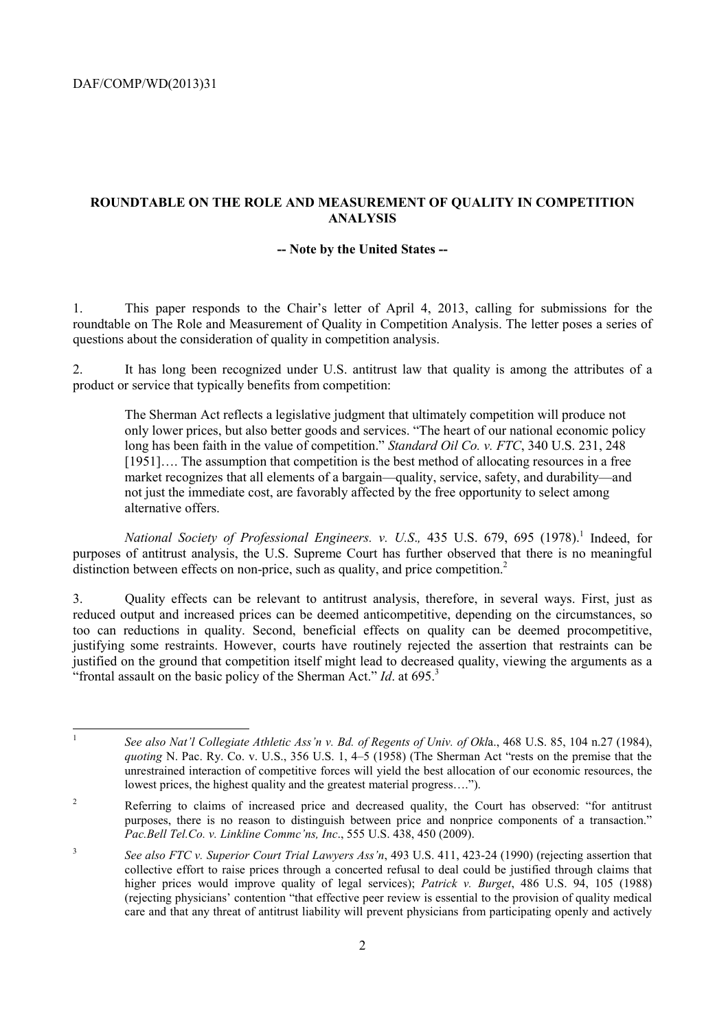## ROUNDTABLE ON THE ROLE AND MEASUREMENT OF QUALITY IN COMPETITION ANALYSIS

### -- Note by the United States --

1. This paper responds to the Chair's letter of April 4, 2013, calling for submissions for the roundtable on The Role and Measurement of Quality in Competition Analysis. The letter poses a series of questions about the consideration of quality in competition analysis.

2. It has long been recognized under U.S. antitrust law that quality is among the attributes of a product or service that typically benefits from competition:

> The Sherman Act reflects a legislative judgment that ultimately competition will produce not only lower prices, but also better goods and services. "The heart of our national economic policy long has been faith in the value of competition." *Standard Oil Co. v. FTC*, 340 U.S. 231, 248 [1951]…. The assumption that competition is the best method of allocating resources in a free market recognizes that all elements of a bargain—quality, service, safety, and durability—and not just the immediate cost, are favorably affected by the free opportunity to select among alternative offers.

*National Society of Professional Engineers. v. U.S.,* 435 U.S. 679, 695 (1978).[1] Indeed, for purposes of antitrust analysis, the U.S. Supreme Court has further observed that there is no meaningful distinction between effects on non-price, such as quality, and price competition.[2]

3. Quality effects can be relevant to antitrust analysis, therefore, in several ways. First, just as reduced output and increased prices can be deemed anticompetitive, depending on the circumstances, so too can reductions in quality. Second, beneficial effects on quality can be deemed procompetitive, justifying some restraints. However, courts have routinely rejected the assertion that restraints can be justified on the ground that competition itself might lead to decreased quality, viewing the arguments as a "frontal assault on the basic policy of the Sherman Act." *Id*. at 695.[3]

---

[1] *See also Nat'l Collegiate Athletic Ass'n v. Bd. of Regents of Univ. of Okl*a., 468 U.S. 85, 104 n.27 (1984), *quoting* N. Pac. Ry. Co. v. U.S., 356 U.S. 1, 4–5 (1958) (The Sherman Act "rests on the premise that the unrestrained interaction of competitive forces will yield the best allocation of our economic resources, the lowest prices, the highest quality and the greatest material progress….").

[2] Referring to claims of increased price and decreased quality, the Court has observed: "for antitrust purposes, there is no reason to distinguish between price and nonprice components of a transaction." *Pac.Bell Tel.Co. v. Linkline Commc'ns, Inc*., 555 U.S. 438, 450 (2009).

[3] *See also FTC v. Superior Court Trial Lawyers Ass'n*, 493 U.S. 411, 423-24 (1990) (rejecting assertion that collective effort to raise prices through a concerted refusal to deal could be justified through claims that higher prices would improve quality of legal services); *Patrick v. Burget*, 486 U.S. 94, 105 (1988) (rejecting physicians' contention "that effective peer review is essential to the provision of quality medical care and that any threat of antitrust liability will prevent physicians from participating openly and actively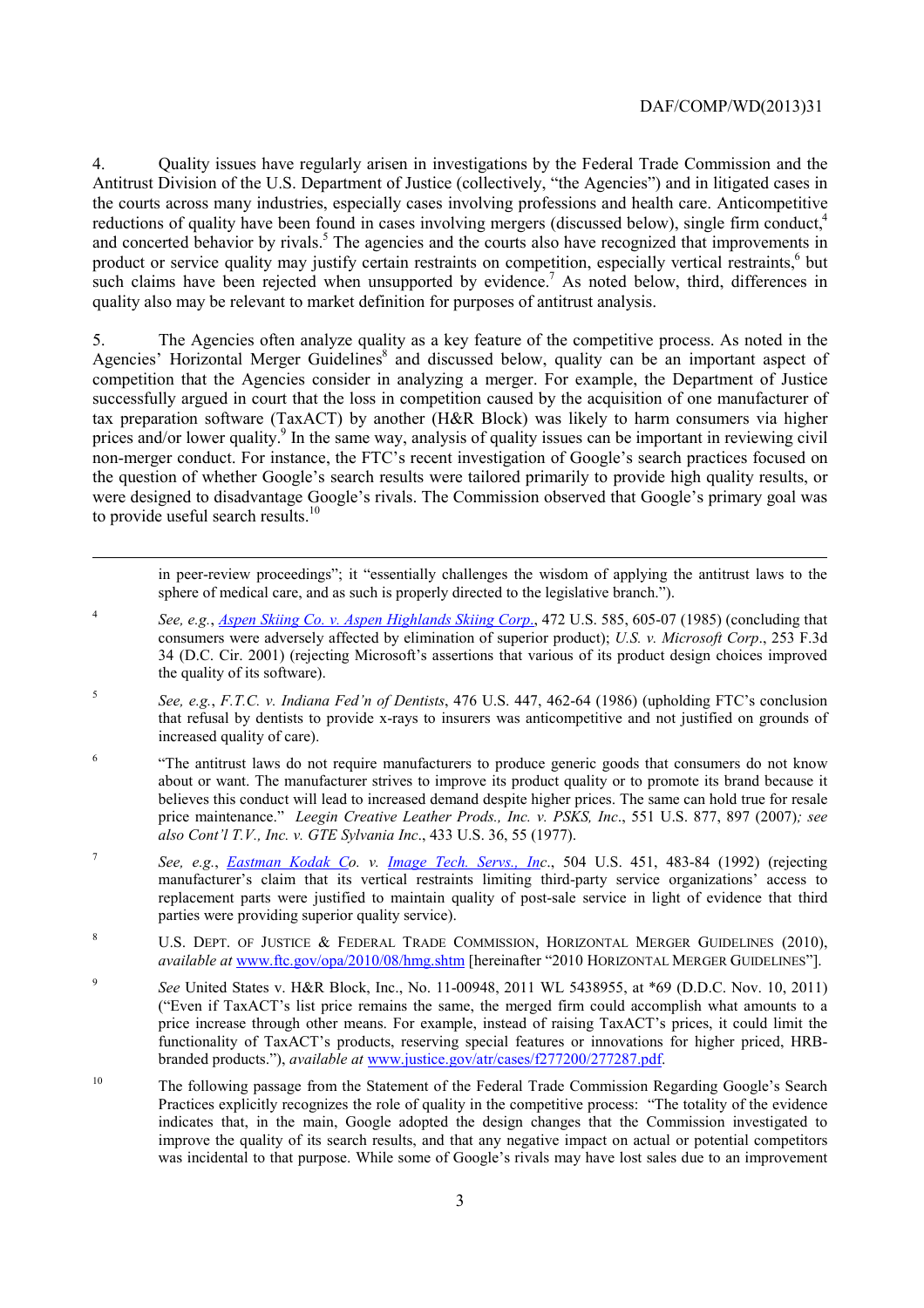4. Quality issues have regularly arisen in investigations by the Federal Trade Commission and the Antitrust Division of the U.S. Department of Justice (collectively, "the Agencies") and in litigated cases in the courts across many industries, especially cases involving professions and health care. Anticompetitive reductions of quality have been found in cases involving mergers (discussed below), single firm conduct,[4] and concerted behavior by rivals.[5] The agencies and the courts also have recognized that improvements in product or service quality may justify certain restraints on competition, especially vertical restraints,[6] but such claims have been rejected when unsupported by evidence.[7] As noted below, third, differences in quality also may be relevant to market definition for purposes of antitrust analysis.

5. The Agencies often analyze quality as a key feature of the competitive process. As noted in the Agencies' Horizontal Merger Guidelines[8] and discussed below, quality can be an important aspect of competition that the Agencies consider in analyzing a merger. For example, the Department of Justice successfully argued in court that the loss in competition caused by the acquisition of one manufacturer of tax preparation software (TaxACT) by another (H&R Block) was likely to harm consumers via higher prices and/or lower quality.[9] In the same way, analysis of quality issues can be important in reviewing civil non-merger conduct. For instance, the FTC's recent investigation of Google's search practices focused on the question of whether Google's search results were tailored primarily to provide high quality results, or were designed to disadvantage Google's rivals. The Commission observed that Google's primary goal was to provide useful search results.[10]

---

in peer-review proceedings"; it "essentially challenges the wisdom of applying the antitrust laws to the sphere of medical care, and as such is properly directed to the legislative branch.").

[4] *See, e.g.*, *Aspen Skiing Co. v. Aspen Highlands Skiing Corp.*, 472 U.S. 585, 605-07 (1985) (concluding that consumers were adversely affected by elimination of superior product); *U.S. v. Microsoft Corp*., 253 F.3d 34 (D.C. Cir. 2001) (rejecting Microsoft's assertions that various of its product design choices improved the quality of its software).

[5] *See, e.g.*, *F.T.C. v. Indiana Fed'n of Dentists*, 476 U.S. 447, 462-64 (1986) (upholding FTC's conclusion that refusal by dentists to provide x-rays to insurers was anticompetitive and not justified on grounds of increased quality of care).

[6] "The antitrust laws do not require manufacturers to produce generic goods that consumers do not know about or want. The manufacturer strives to improve its product quality or to promote its brand because it believes this conduct will lead to increased demand despite higher prices. The same can hold true for resale price maintenance." *Leegin Creative Leather Prods., Inc. v. PSKS, Inc*., 551 U.S. 877, 897 (2007)*; see also Cont'l T.V., Inc. v. GTE Sylvania Inc*., 433 U.S. 36, 55 (1977).

[7] *See, e.g.*, *Eastman Kodak Co. v. Image Tech. Servs., Inc*., 504 U.S. 451, 483-84 (1992) (rejecting manufacturer's claim that its vertical restraints limiting third-party service organizations' access to replacement parts were justified to maintain quality of post-sale service in light of evidence that third parties were providing superior quality service).

[8] U.S. DEPT. OF JUSTICE & FEDERAL TRADE COMMISSION, HORIZONTAL MERGER GUIDELINES (2010), *available at* www.ftc.gov/opa/2010/08/hmg.shtm [hereinafter "2010 HORIZONTAL MERGER GUIDELINES"].

[9] *See* United States v. H&R Block, Inc., No. 11-00948, 2011 WL 5438955, at *69 (D.D.C. Nov. 10, 2011) ("Even if TaxACT's list price remains the same, the merged firm could accomplish what amounts to a price increase through other means. For example, instead of raising TaxACT's prices, it could limit the functionality of TaxACT's products, reserving special features or innovations for higher priced, HRB-branded products."), *available at* www.justice.gov/atr/cases/f277200/277287.pdf.

[10] The following passage from the Statement of the Federal Trade Commission Regarding Google's Search Practices explicitly recognizes the role of quality in the competitive process: "The totality of the evidence indicates that, in the main, Google adopted the design changes that the Commission investigated to improve the quality of its search results, and that any negative impact on actual or potential competitors was incidental to that purpose. While some of Google's rivals may have lost sales due to an improvement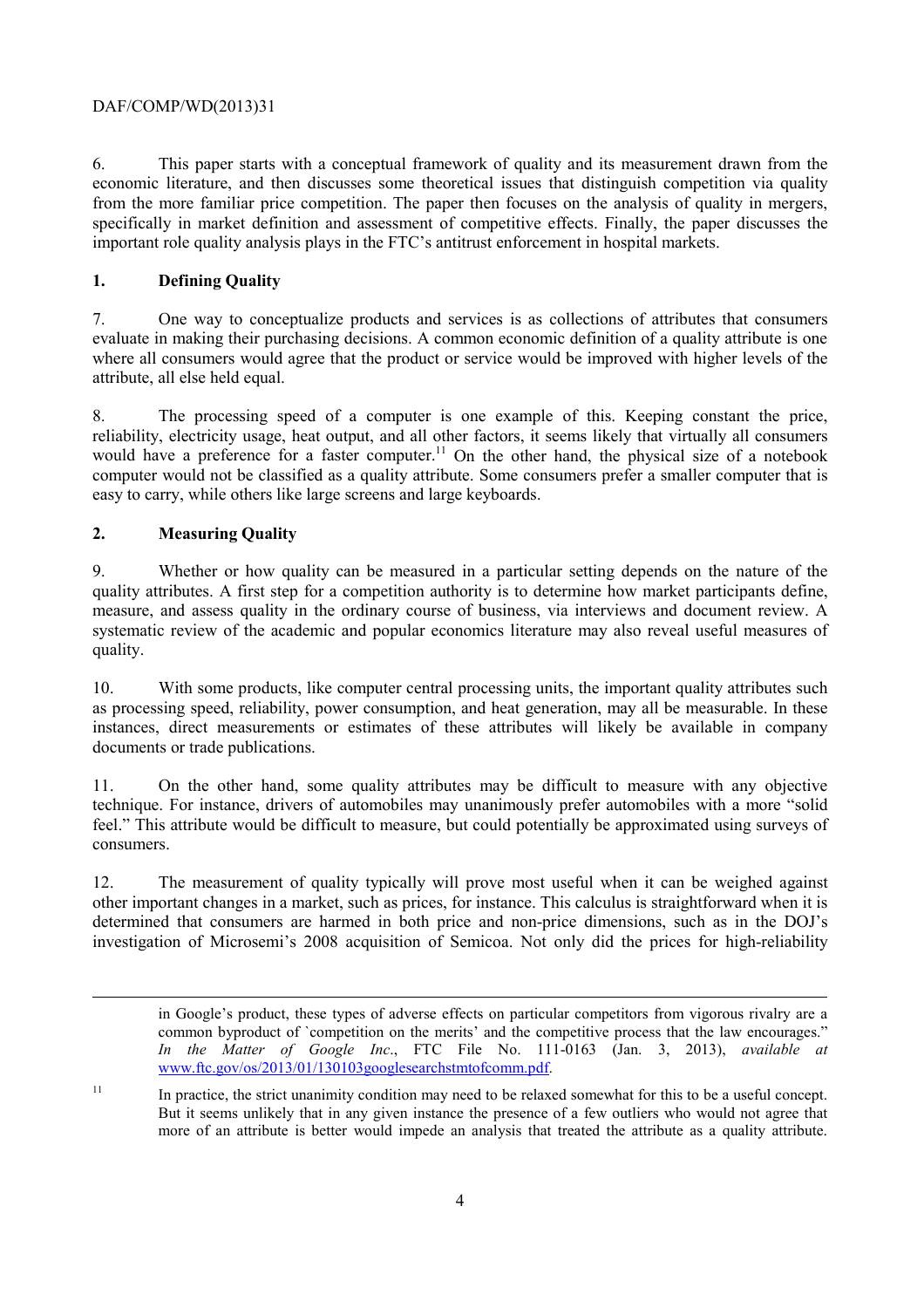6. This paper starts with a conceptual framework of quality and its measurement drawn from the economic literature, and then discusses some theoretical issues that distinguish competition via quality from the more familiar price competition. The paper then focuses on the analysis of quality in mergers, specifically in market definition and assessment of competitive effects. Finally, the paper discusses the important role quality analysis plays in the FTC's antitrust enforcement in hospital markets.

## 1. Defining Quality

7. One way to conceptualize products and services is as collections of attributes that consumers evaluate in making their purchasing decisions. A common economic definition of a quality attribute is one where all consumers would agree that the product or service would be improved with higher levels of the attribute, all else held equal.

8. The processing speed of a computer is one example of this. Keeping constant the price, reliability, electricity usage, heat output, and all other factors, it seems likely that virtually all consumers would have a preference for a faster computer.[11] On the other hand, the physical size of a notebook computer would not be classified as a quality attribute. Some consumers prefer a smaller computer that is easy to carry, while others like large screens and large keyboards.

## 2. Measuring Quality

9. Whether or how quality can be measured in a particular setting depends on the nature of the quality attributes. A first step for a competition authority is to determine how market participants define, measure, and assess quality in the ordinary course of business, via interviews and document review. A systematic review of the academic and popular economics literature may also reveal useful measures of quality.

10. With some products, like computer central processing units, the important quality attributes such as processing speed, reliability, power consumption, and heat generation, may all be measurable. In these instances, direct measurements or estimates of these attributes will likely be available in company documents or trade publications.

11. On the other hand, some quality attributes may be difficult to measure with any objective technique. For instance, drivers of automobiles may unanimously prefer automobiles with a more "solid feel." This attribute would be difficult to measure, but could potentially be approximated using surveys of consumers.

12. The measurement of quality typically will prove most useful when it can be weighed against other important changes in a market, such as prices, for instance. This calculus is straightforward when it is determined that consumers are harmed in both price and non-price dimensions, such as in the DOJ's investigation of Microsemi's 2008 acquisition of Semicoa. Not only did the prices for high-reliability

---

in Google's product, these types of adverse effects on particular competitors from vigorous rivalry are a common byproduct of `competition on the merits' and the competitive process that the law encourages." *In the Matter of Google Inc*., FTC File No. 111-0163 (Jan. 3, 2013), *available at* www.ftc.gov/os/2013/01/130103googlesearchstmtofcomm.pdf.

[11] In practice, the strict unanimity condition may need to be relaxed somewhat for this to be a useful concept. But it seems unlikely that in any given instance the presence of a few outliers who would not agree that more of an attribute is better would impede an analysis that treated the attribute as a quality attribute.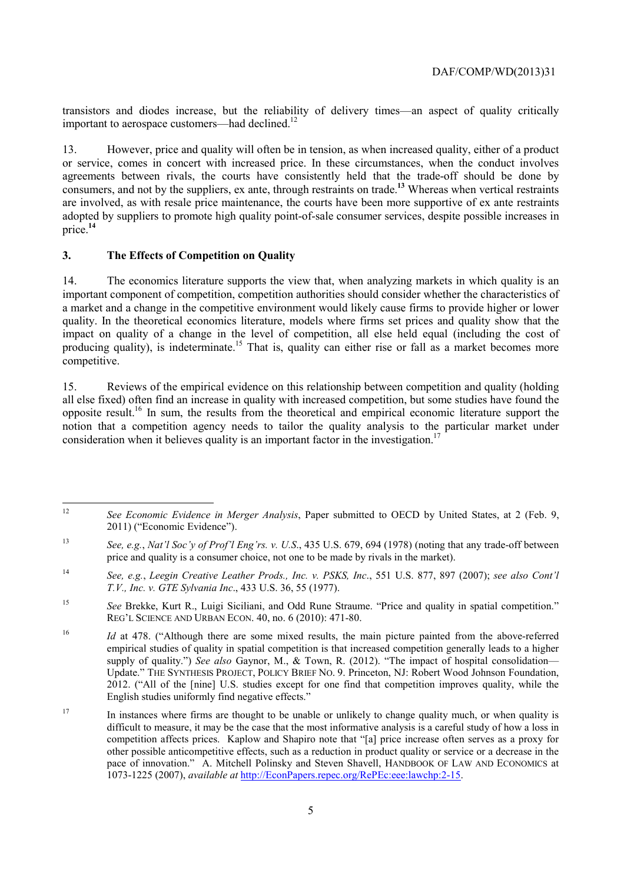transistors and diodes increase, but the reliability of delivery times—an aspect of quality critically important to aerospace customers—had declined.[12]

13. However, price and quality will often be in tension, as when increased quality, either of a product or service, comes in concert with increased price. In these circumstances, when the conduct involves agreements between rivals, the courts have consistently held that the trade-off should be done by consumers, and not by the suppliers, ex ante, through restraints on trade.**[13]** Whereas when vertical restraints are involved, as with resale price maintenance, the courts have been more supportive of ex ante restraints adopted by suppliers to promote high quality point-of-sale consumer services, despite possible increases in price.**[14]**

## 3. The Effects of Competition on Quality

14. The economics literature supports the view that, when analyzing markets in which quality is an important component of competition, competition authorities should consider whether the characteristics of a market and a change in the competitive environment would likely cause firms to provide higher or lower quality. In the theoretical economics literature, models where firms set prices and quality show that the impact on quality of a change in the level of competition, all else held equal (including the cost of producing quality), is indeterminate.[15] That is, quality can either rise or fall as a market becomes more competitive.

15. Reviews of the empirical evidence on this relationship between competition and quality (holding all else fixed) often find an increase in quality with increased competition, but some studies have found the opposite result.[16] In sum, the results from the theoretical and empirical economic literature support the notion that a competition agency needs to tailor the quality analysis to the particular market under consideration when it believes quality is an important factor in the investigation.[17]

---

[12] *See Economic Evidence in Merger Analysis*, Paper submitted to OECD by United States, at 2 (Feb. 9, 2011) ("Economic Evidence").

[13] *See, e.g.*, *Nat'l Soc'y of Prof'l Eng'rs. v. U.S.*, 435 U.S. 679, 694 (1978) (noting that any trade-off between price and quality is a consumer choice, not one to be made by rivals in the market).

[14] *See, e.g.*, *Leegin Creative Leather Prods., Inc. v. PSKS, Inc*., 551 U.S. 877, 897 (2007); *see also Cont'l T.V., Inc. v. GTE Sylvania Inc*., 433 U.S. 36, 55 (1977).

[15] *See* Brekke, Kurt R., Luigi Siciliani, and Odd Rune Straume. "Price and quality in spatial competition." REG'L SCIENCE AND URBAN ECON. 40, no. 6 (2010): 471-80.

[16] *Id* at 478. ("Although there are some mixed results, the main picture painted from the above-referred empirical studies of quality in spatial competition is that increased competition generally leads to a higher supply of quality.") *See also* Gaynor, M., & Town, R. (2012). "The impact of hospital consolidation—Update." THE SYNTHESIS PROJECT, POLICY BRIEF NO. 9. Princeton, NJ: Robert Wood Johnson Foundation, 2012. ("All of the [nine] U.S. studies except for one find that competition improves quality, while the English studies uniformly find negative effects."

[17] In instances where firms are thought to be unable or unlikely to change quality much, or when quality is difficult to measure, it may be the case that the most informative analysis is a careful study of how a loss in competition affects prices. Kaplow and Shapiro note that "[a] price increase often serves as a proxy for other possible anticompetitive effects, such as a reduction in product quality or service or a decrease in the pace of innovation." A. Mitchell Polinsky and Steven Shavell, HANDBOOK OF LAW AND ECONOMICS at 1073-1225 (2007), *available at* http://EconPapers.repec.org/RePEc:eee:lawchp:2-15.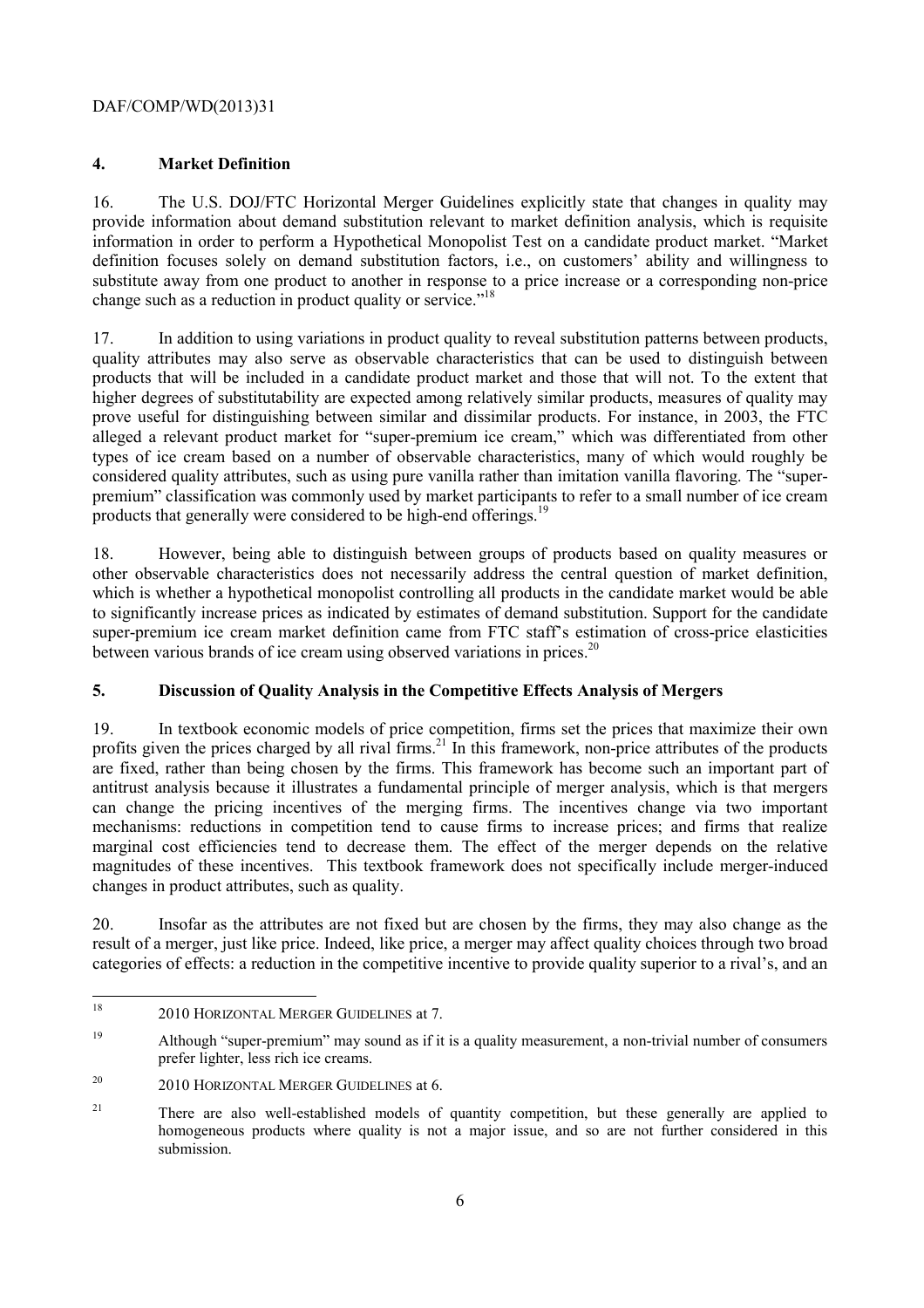## 4. Market Definition

16. The U.S. DOJ/FTC Horizontal Merger Guidelines explicitly state that changes in quality may provide information about demand substitution relevant to market definition analysis, which is requisite information in order to perform a Hypothetical Monopolist Test on a candidate product market. "Market definition focuses solely on demand substitution factors, i.e., on customers' ability and willingness to substitute away from one product to another in response to a price increase or a corresponding non-price change such as a reduction in product quality or service."[18]

17. In addition to using variations in product quality to reveal substitution patterns between products, quality attributes may also serve as observable characteristics that can be used to distinguish between products that will be included in a candidate product market and those that will not. To the extent that higher degrees of substitutability are expected among relatively similar products, measures of quality may prove useful for distinguishing between similar and dissimilar products. For instance, in 2003, the FTC alleged a relevant product market for "super-premium ice cream," which was differentiated from other types of ice cream based on a number of observable characteristics, many of which would roughly be considered quality attributes, such as using pure vanilla rather than imitation vanilla flavoring. The "super-premium" classification was commonly used by market participants to refer to a small number of ice cream products that generally were considered to be high-end offerings.[19]

18. However, being able to distinguish between groups of products based on quality measures or other observable characteristics does not necessarily address the central question of market definition, which is whether a hypothetical monopolist controlling all products in the candidate market would be able to significantly increase prices as indicated by estimates of demand substitution. Support for the candidate super-premium ice cream market definition came from FTC staff's estimation of cross-price elasticities between various brands of ice cream using observed variations in prices.[20]

## 5. Discussion of Quality Analysis in the Competitive Effects Analysis of Mergers

19. In textbook economic models of price competition, firms set the prices that maximize their own profits given the prices charged by all rival firms.[21] In this framework, non-price attributes of the products are fixed, rather than being chosen by the firms. This framework has become such an important part of antitrust analysis because it illustrates a fundamental principle of merger analysis, which is that mergers can change the pricing incentives of the merging firms. The incentives change via two important mechanisms: reductions in competition tend to cause firms to increase prices; and firms that realize marginal cost efficiencies tend to decrease them. The effect of the merger depends on the relative magnitudes of these incentives. This textbook framework does not specifically include merger-induced changes in product attributes, such as quality.

20. Insofar as the attributes are not fixed but are chosen by the firms, they may also change as the result of a merger, just like price. Indeed, like price, a merger may affect quality choices through two broad categories of effects: a reduction in the competitive incentive to provide quality superior to a rival's, and an

---

[18] 2010 HORIZONTAL MERGER GUIDELINES at 7.

[19] Although "super-premium" may sound as if it is a quality measurement, a non-trivial number of consumers prefer lighter, less rich ice creams.

[20] 2010 HORIZONTAL MERGER GUIDELINES at 6.

[21] There are also well-established models of quantity competition, but these generally are applied to homogeneous products where quality is not a major issue, and so are not further considered in this submission.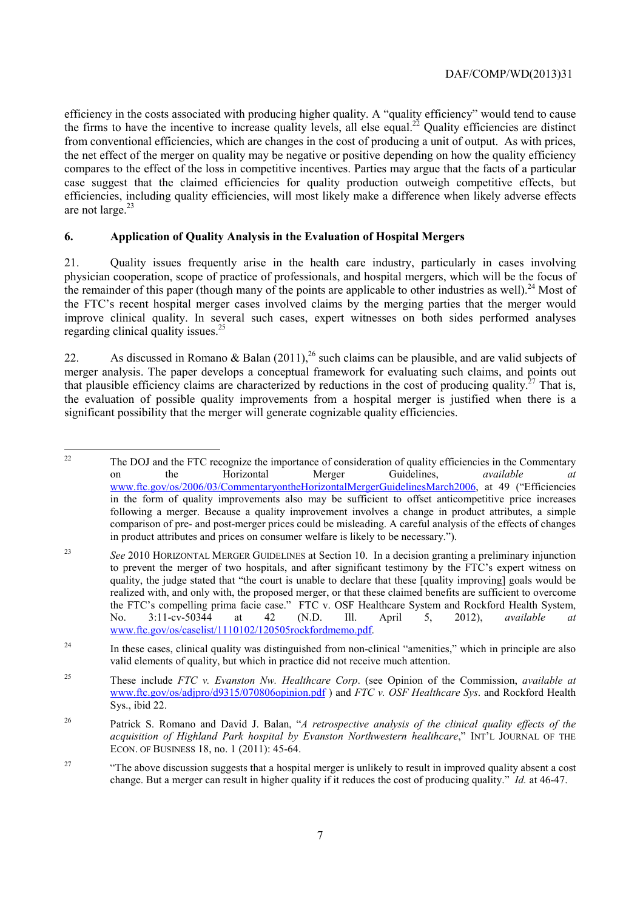efficiency in the costs associated with producing higher quality. A "quality efficiency" would tend to cause the firms to have the incentive to increase quality levels, all else equal.[22] Quality efficiencies are distinct from conventional efficiencies, which are changes in the cost of producing a unit of output. As with prices, the net effect of the merger on quality may be negative or positive depending on how the quality efficiency compares to the effect of the loss in competitive incentives. Parties may argue that the facts of a particular case suggest that the claimed efficiencies for quality production outweigh competitive effects, but efficiencies, including quality efficiencies, will most likely make a difference when likely adverse effects are not large.[23]

## 6. Application of Quality Analysis in the Evaluation of Hospital Mergers

21. Quality issues frequently arise in the health care industry, particularly in cases involving physician cooperation, scope of practice of professionals, and hospital mergers, which will be the focus of the remainder of this paper (though many of the points are applicable to other industries as well).[24] Most of the FTC's recent hospital merger cases involved claims by the merging parties that the merger would improve clinical quality. In several such cases, expert witnesses on both sides performed analyses regarding clinical quality issues.[25]

22. As discussed in Romano & Balan (2011),[26] such claims can be plausible, and are valid subjects of merger analysis. The paper develops a conceptual framework for evaluating such claims, and points out that plausible efficiency claims are characterized by reductions in the cost of producing quality.[27] That is, the evaluation of possible quality improvements from a hospital merger is justified when there is a significant possibility that the merger will generate cognizable quality efficiencies.

---

[22] The DOJ and the FTC recognize the importance of consideration of quality efficiencies in the Commentary on the Horizontal Merger Guidelines, *available at* www.ftc.gov/os/2006/03/CommentaryontheHorizontalMergerGuidelinesMarch2006, at 49 ("Efficiencies in the form of quality improvements also may be sufficient to offset anticompetitive price increases following a merger. Because a quality improvement involves a change in product attributes, a simple comparison of pre- and post-merger prices could be misleading. A careful analysis of the effects of changes in product attributes and prices on consumer welfare is likely to be necessary.").

[23] *See* 2010 HORIZONTAL MERGER GUIDELINES at Section 10. In a decision granting a preliminary injunction to prevent the merger of two hospitals, and after significant testimony by the FTC's expert witness on quality, the judge stated that "the court is unable to declare that these [quality improving] goals would be realized with, and only with, the proposed merger, or that these claimed benefits are sufficient to overcome the FTC's compelling prima facie case." FTC v. OSF Healthcare System and Rockford Health System, No. 3:11-cv-50344 at 42 (N.D. Ill. April 5, 2012), *available at* www.ftc.gov/os/caselist/1110102/120505rockfordmemo.pdf.

[24] In these cases, clinical quality was distinguished from non-clinical "amenities," which in principle are also valid elements of quality, but which in practice did not receive much attention.

[25] These include *FTC v. Evanston Nw. Healthcare Corp*. (see Opinion of the Commission, *available at* www.ftc.gov/os/adjpro/d9315/070806opinion.pdf ) and *FTC v. OSF Healthcare Sys*. and Rockford Health Sys., ibid 22.

[26] Patrick S. Romano and David J. Balan, "*A retrospective analysis of the clinical quality effects of the acquisition of Highland Park hospital by Evanston Northwestern healthcare*," INT'L JOURNAL OF THE ECON. OF BUSINESS 18, no. 1 (2011): 45-64.

[27] "The above discussion suggests that a hospital merger is unlikely to result in improved quality absent a cost change. But a merger can result in higher quality if it reduces the cost of producing quality." *Id.* at 46-47.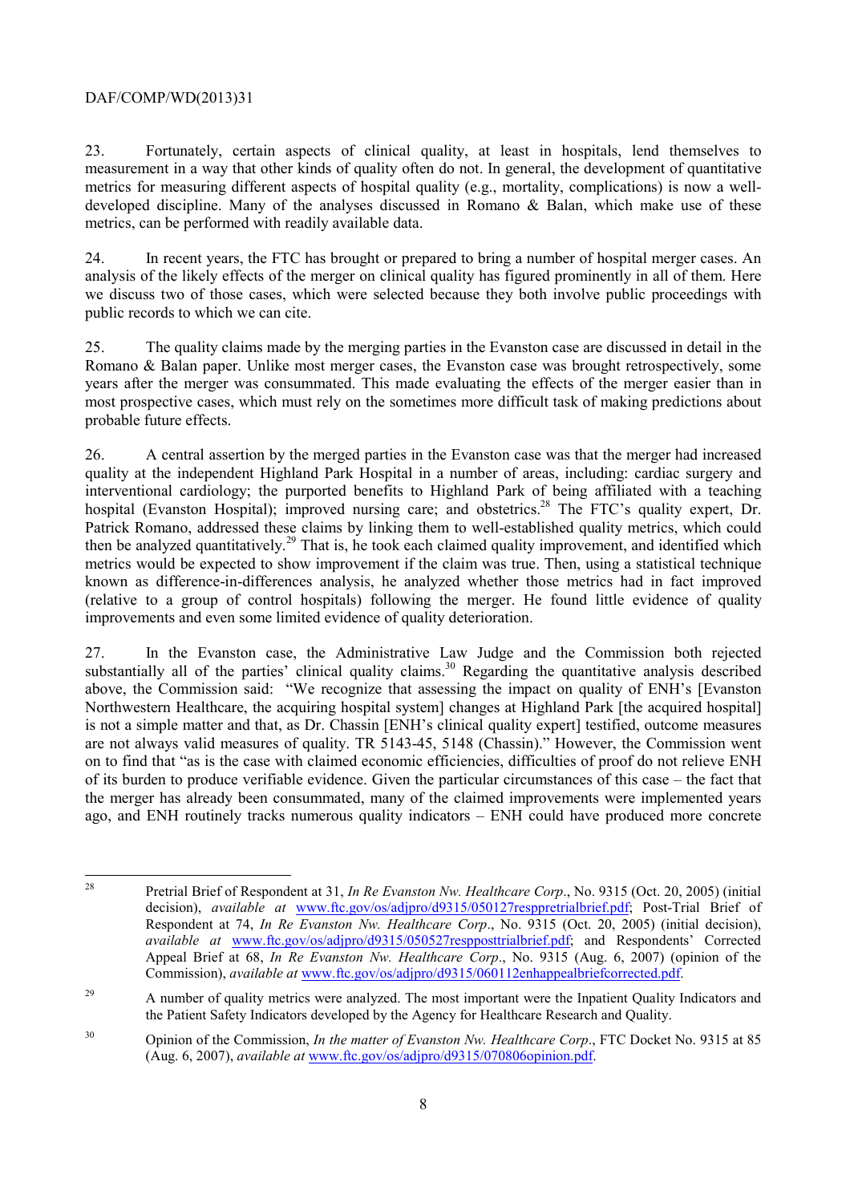23. Fortunately, certain aspects of clinical quality, at least in hospitals, lend themselves to measurement in a way that other kinds of quality often do not. In general, the development of quantitative metrics for measuring different aspects of hospital quality (e.g., mortality, complications) is now a well-developed discipline. Many of the analyses discussed in Romano & Balan, which make use of these metrics, can be performed with readily available data.

24. In recent years, the FTC has brought or prepared to bring a number of hospital merger cases. An analysis of the likely effects of the merger on clinical quality has figured prominently in all of them. Here we discuss two of those cases, which were selected because they both involve public proceedings with public records to which we can cite.

25. The quality claims made by the merging parties in the Evanston case are discussed in detail in the Romano & Balan paper. Unlike most merger cases, the Evanston case was brought retrospectively, some years after the merger was consummated. This made evaluating the effects of the merger easier than in most prospective cases, which must rely on the sometimes more difficult task of making predictions about probable future effects.

26. A central assertion by the merged parties in the Evanston case was that the merger had increased quality at the independent Highland Park Hospital in a number of areas, including: cardiac surgery and interventional cardiology; the purported benefits to Highland Park of being affiliated with a teaching hospital (Evanston Hospital); improved nursing care; and obstetrics.[28] The FTC's quality expert, Dr. Patrick Romano, addressed these claims by linking them to well-established quality metrics, which could then be analyzed quantitatively.[29] That is, he took each claimed quality improvement, and identified which metrics would be expected to show improvement if the claim was true. Then, using a statistical technique known as difference-in-differences analysis, he analyzed whether those metrics had in fact improved (relative to a group of control hospitals) following the merger. He found little evidence of quality improvements and even some limited evidence of quality deterioration.

27. In the Evanston case, the Administrative Law Judge and the Commission both rejected substantially all of the parties' clinical quality claims.[30] Regarding the quantitative analysis described above, the Commission said: "We recognize that assessing the impact on quality of ENH's [Evanston Northwestern Healthcare, the acquiring hospital system] changes at Highland Park [the acquired hospital] is not a simple matter and that, as Dr. Chassin [ENH's clinical quality expert] testified, outcome measures are not always valid measures of quality. TR 5143-45, 5148 (Chassin)." However, the Commission went on to find that "as is the case with claimed economic efficiencies, difficulties of proof do not relieve ENH of its burden to produce verifiable evidence. Given the particular circumstances of this case – the fact that the merger has already been consummated, many of the claimed improvements were implemented years ago, and ENH routinely tracks numerous quality indicators – ENH could have produced more concrete

---

[28] Pretrial Brief of Respondent at 31, *In Re Evanston Nw. Healthcare Corp*., No. 9315 (Oct. 20, 2005) (initial decision), *available at* www.ftc.gov/os/adjpro/d9315/050127resppretrialbrief.pdf; Post-Trial Brief of Respondent at 74, *In Re Evanston Nw. Healthcare Corp*., No. 9315 (Oct. 20, 2005) (initial decision), *available at* www.ftc.gov/os/adjpro/d9315/050527respposttrialbrief.pdf; and Respondents' Corrected Appeal Brief at 68, *In Re Evanston Nw. Healthcare Corp*., No. 9315 (Aug. 6, 2007) (opinion of the Commission), *available at* www.ftc.gov/os/adjpro/d9315/060112enhappealbriefcorrected.pdf.

[29] A number of quality metrics were analyzed. The most important were the Inpatient Quality Indicators and the Patient Safety Indicators developed by the Agency for Healthcare Research and Quality.

[30] Opinion of the Commission, *In the matter of Evanston Nw. Healthcare Corp*., FTC Docket No. 9315 at 85 (Aug. 6, 2007), *available at* www.ftc.gov/os/adjpro/d9315/070806opinion.pdf.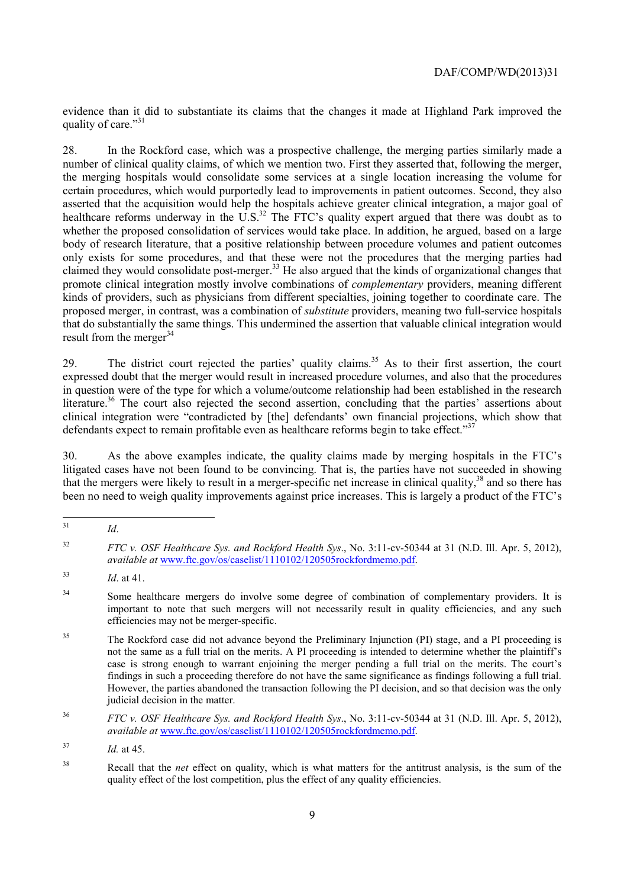evidence than it did to substantiate its claims that the changes it made at Highland Park improved the quality of care."[31]

28. In the Rockford case, which was a prospective challenge, the merging parties similarly made a number of clinical quality claims, of which we mention two. First they asserted that, following the merger, the merging hospitals would consolidate some services at a single location increasing the volume for certain procedures, which would purportedly lead to improvements in patient outcomes. Second, they also asserted that the acquisition would help the hospitals achieve greater clinical integration, a major goal of healthcare reforms underway in the U.S.[32] The FTC's quality expert argued that there was doubt as to whether the proposed consolidation of services would take place. In addition, he argued, based on a large body of research literature, that a positive relationship between procedure volumes and patient outcomes only exists for some procedures, and that these were not the procedures that the merging parties had claimed they would consolidate post-merger.[33] He also argued that the kinds of organizational changes that promote clinical integration mostly involve combinations of *complementary* providers, meaning different kinds of providers, such as physicians from different specialties, joining together to coordinate care. The proposed merger, in contrast, was a combination of *substitute* providers, meaning two full-service hospitals that do substantially the same things. This undermined the assertion that valuable clinical integration would result from the merger[34]

29. The district court rejected the parties' quality claims.[35] As to their first assertion, the court expressed doubt that the merger would result in increased procedure volumes, and also that the procedures in question were of the type for which a volume/outcome relationship had been established in the research literature.[36] The court also rejected the second assertion, concluding that the parties' assertions about clinical integration were "contradicted by [the] defendants' own financial projections, which show that defendants expect to remain profitable even as healthcare reforms begin to take effect."[37]

30. As the above examples indicate, the quality claims made by merging hospitals in the FTC's litigated cases have not been found to be convincing. That is, the parties have not succeeded in showing that the mergers were likely to result in a merger-specific net increase in clinical quality,[38] and so there has been no need to weigh quality improvements against price increases. This is largely a product of the FTC's

---

[31] *Id*.

[32] *FTC v. OSF Healthcare Sys. and Rockford Health Sys*., No. 3:11-cv-50344 at 31 (N.D. Ill. Apr. 5, 2012), *available at* www.ftc.gov/os/caselist/1110102/120505rockfordmemo.pdf.

[33] *Id*. at 41.

[34] Some healthcare mergers do involve some degree of combination of complementary providers. It is important to note that such mergers will not necessarily result in quality efficiencies, and any such efficiencies may not be merger-specific.

[35] The Rockford case did not advance beyond the Preliminary Injunction (PI) stage, and a PI proceeding is not the same as a full trial on the merits. A PI proceeding is intended to determine whether the plaintiff's case is strong enough to warrant enjoining the merger pending a full trial on the merits. The court's findings in such a proceeding therefore do not have the same significance as findings following a full trial. However, the parties abandoned the transaction following the PI decision, and so that decision was the only judicial decision in the matter.

[36] *FTC v. OSF Healthcare Sys. and Rockford Health Sys*., No. 3:11-cv-50344 at 31 (N.D. Ill. Apr. 5, 2012), *available at* www.ftc.gov/os/caselist/1110102/120505rockfordmemo.pdf.

[37] *Id.* at 45.

[38] Recall that the *net* effect on quality, which is what matters for the antitrust analysis, is the sum of the quality effect of the lost competition, plus the effect of any quality efficiencies.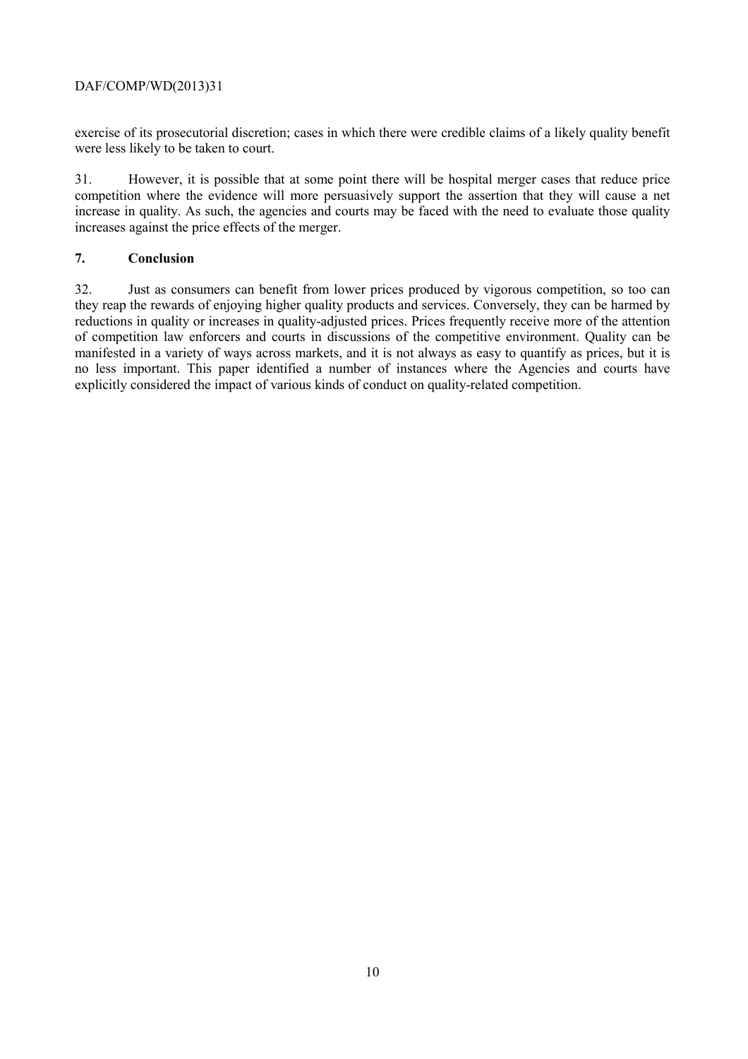exercise of its prosecutorial discretion; cases in which there were credible claims of a likely quality benefit were less likely to be taken to court.

31. However, it is possible that at some point there will be hospital merger cases that reduce price competition where the evidence will more persuasively support the assertion that they will cause a net increase in quality. As such, the agencies and courts may be faced with the need to evaluate those quality increases against the price effects of the merger.

## 7. Conclusion

32. Just as consumers can benefit from lower prices produced by vigorous competition, so too can they reap the rewards of enjoying higher quality products and services. Conversely, they can be harmed by reductions in quality or increases in quality-adjusted prices. Prices frequently receive more of the attention of competition law enforcers and courts in discussions of the competitive environment. Quality can be manifested in a variety of ways across markets, and it is not always as easy to quantify as prices, but it is no less important. This paper identified a number of instances where the Agencies and courts have explicitly considered the impact of various kinds of conduct on quality-related competition.